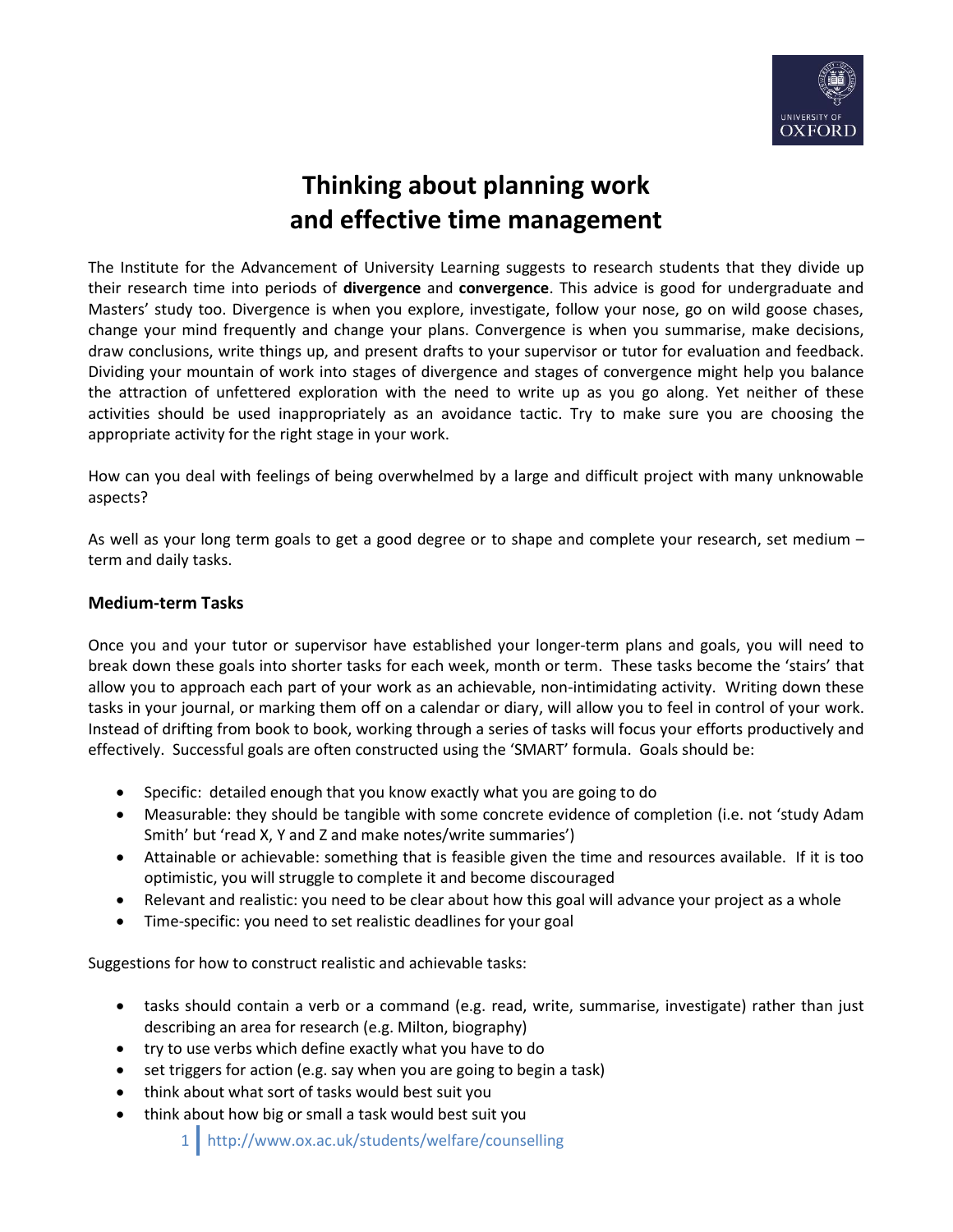# Thinking about planning work and effective time management

The Institute for the Advancement of University Learning suggests to research students that they divide up their research time into periods of **divergence** and **convergence**. This advice is good for undergraduate and Masters' study too. Divergence is when you explore, investigate, follow your nose, go on wild goose chases, change your mind frequently and change your plans. Convergence is when you summarise, make decisions, draw conclusions, write things up, and present drafts to your supervisor or tutor for evaluation and feedback. Dividing your mountain of work into stages of divergence and stages of convergence might help you balance the attraction of unfettered exploration with the need to write up as you go along. Yet neither of these activities should be used inappropriately as an avoidance tactic. Try to make sure you are choosing the appropriate activity for the right stage in your work.

How can you deal with feelings of being overwhelmed by a large and difficult project with many unknowable aspects?

As well as your long term goals to get a good degree or to shape and complete your research, set medium – term and daily tasks.

### Medium-term Tasks

Once you and your tutor or supervisor have established your longer-term plans and goals, you will need to break down these goals into shorter tasks for each week, month or term. These tasks become the 'stairs' that allow you to approach each part of your work as an achievable, non-intimidating activity. Writing down these tasks in your journal, or marking them off on a calendar or diary, will allow you to feel in control of your work. Instead of drifting from book to book, working through a series of tasks will focus your efforts productively and effectively. Successful goals are often constructed using the 'SMART' formula. Goals should be:

- Specific: detailed enough that you know exactly what you are going to do
- Measurable: they should be tangible with some concrete evidence of completion (i.e. not 'study Adam Smith' but 'read X, Y and Z and make notes/write summaries')
- Attainable or achievable: something that is feasible given the time and resources available. If it is too optimistic, you will struggle to complete it and become discouraged
- Relevant and realistic: you need to be clear about how this goal will advance your project as a whole
- Time-specific: you need to set realistic deadlines for your goal

Suggestions for how to construct realistic and achievable tasks:

- tasks should contain a verb or a command (e.g. read, write, summarise, investigate) rather than just describing an area for research (e.g. Milton, biography)
- try to use verbs which define exactly what you have to do
- set triggers for action (e.g. say when you are going to begin a task)
- think about what sort of tasks would best suit you
- think about how big or small a task would best suit you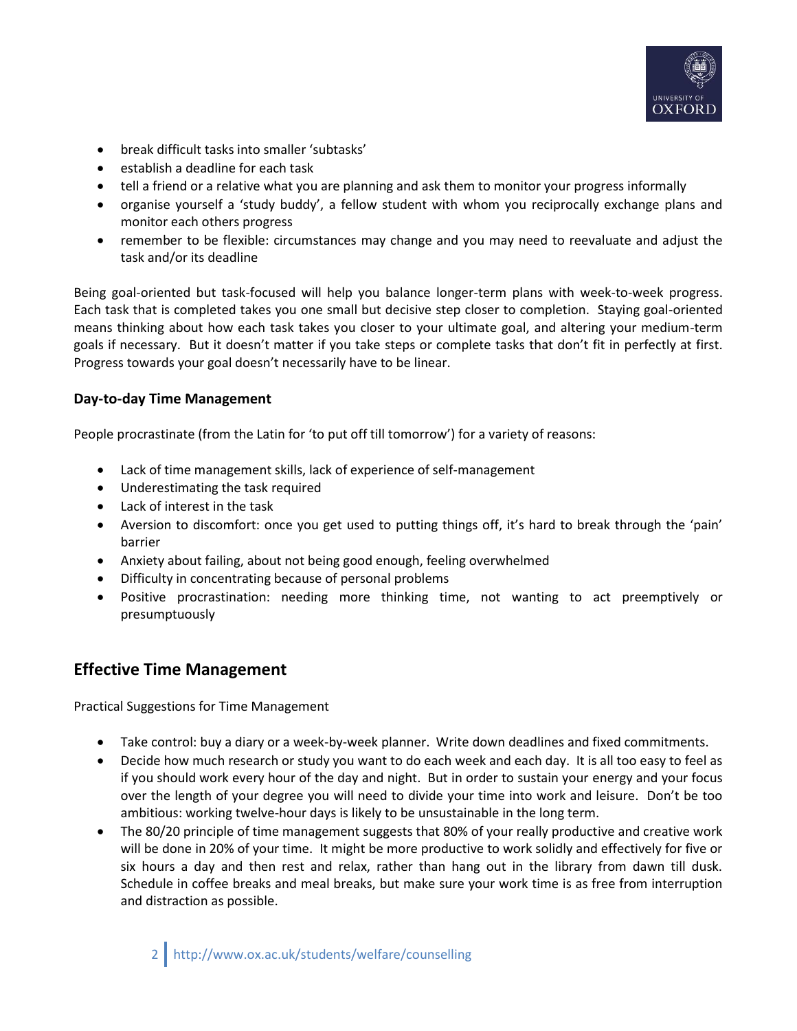- break difficult tasks into smaller 'subtasks'
- establish a deadline for each task
- tell a friend or a relative what you are planning and ask them to monitor your progress informally
- organise yourself a 'study buddy', a fellow student with whom you reciprocally exchange plans and monitor each others progress
- remember to be flexible: circumstances may change and you may need to reevaluate and adjust the task and/or its deadline

Being goal-oriented but task-focused will help you balance longer-term plans with week-to-week progress. Each task that is completed takes you one small but decisive step closer to completion. Staying goal-oriented means thinking about how each task takes you closer to your ultimate goal, and altering your medium-term goals if necessary. But it doesn't matter if you take steps or complete tasks that don't fit in perfectly at first. Progress towards your goal doesn't necessarily have to be linear.

### Day-to-day Time Management

People procrastinate (from the Latin for 'to put off till tomorrow') for a variety of reasons:

- Lack of time management skills, lack of experience of self-management
- Underestimating the task required
- Lack of interest in the task
- Aversion to discomfort: once you get used to putting things off, it's hard to break through the 'pain' barrier
- Anxiety about failing, about not being good enough, feeling overwhelmed
- Difficulty in concentrating because of personal problems
- Positive procrastination: needing more thinking time, not wanting to act preemptively or presumptuously

## Effective Time Management

Practical Suggestions for Time Management

- Take control: buy a diary or a week-by-week planner. Write down deadlines and fixed commitments.
- Decide how much research or study you want to do each week and each day. It is all too easy to feel as if you should work every hour of the day and night. But in order to sustain your energy and your focus over the length of your degree you will need to divide your time into work and leisure. Don't be too ambitious: working twelve-hour days is likely to be unsustainable in the long term.
- The 80/20 principle of time management suggests that 80% of your really productive and creative work will be done in 20% of your time. It might be more productive to work solidly and effectively for five or six hours a day and then rest and relax, rather than hang out in the library from dawn till dusk. Schedule in coffee breaks and meal breaks, but make sure your work time is as free from interruption and distraction as possible.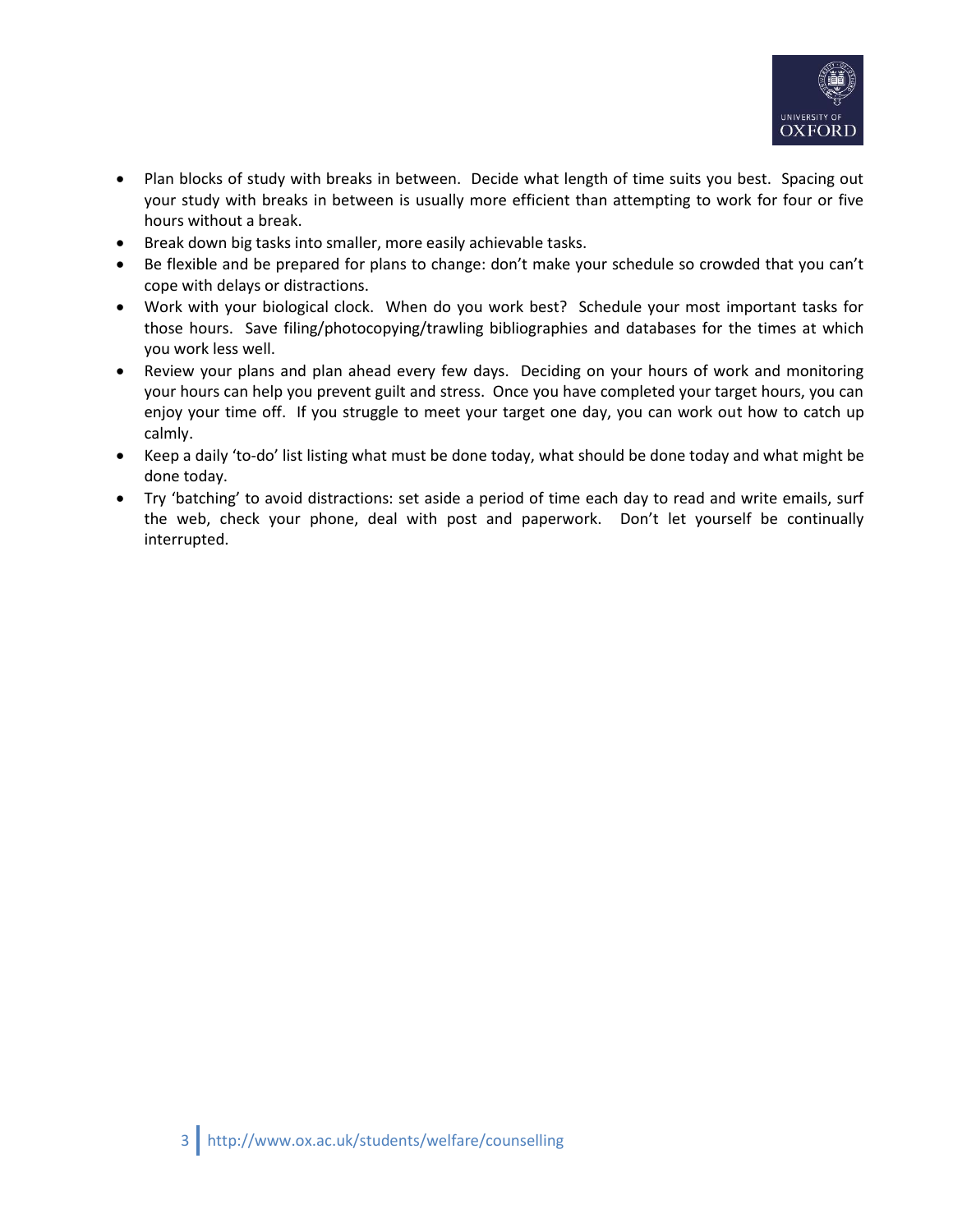- Plan blocks of study with breaks in between. Decide what length of time suits you best. Spacing out your study with breaks in between is usually more efficient than attempting to work for four or five hours without a break.
- Break down big tasks into smaller, more easily achievable tasks.
- Be flexible and be prepared for plans to change: don't make your schedule so crowded that you can't cope with delays or distractions.
- Work with your biological clock. When do you work best? Schedule your most important tasks for those hours. Save filing/photocopying/trawling bibliographies and databases for the times at which you work less well.
- Review your plans and plan ahead every few days. Deciding on your hours of work and monitoring your hours can help you prevent guilt and stress. Once you have completed your target hours, you can enjoy your time off. If you struggle to meet your target one day, you can work out how to catch up calmly.
- Keep a daily 'to-do' list listing what must be done today, what should be done today and what might be done today.
- Try 'batching' to avoid distractions: set aside a period of time each day to read and write emails, surf the web, check your phone, deal with post and paperwork. Don't let yourself be continually interrupted.